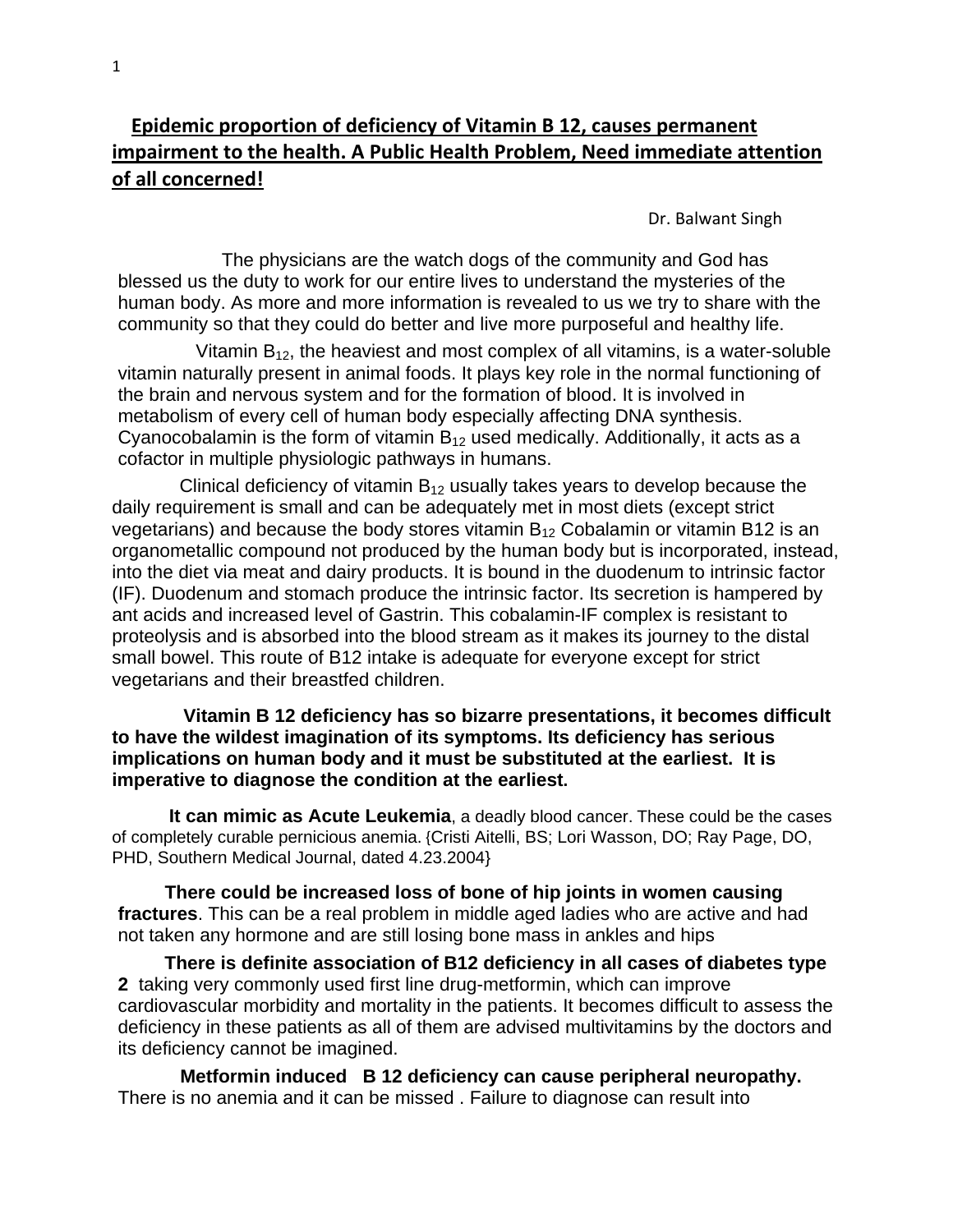# Epidemic proportion of deficiency of Vitamin B 12, causes permanent impairment to the health. A Public Health Problem, Need immediate attention of all concerned!

Dr. Balwant Singh

The physicians are the watch dogs of the community and God has blessed us the duty to work for our entire lives to understand the mysteries of the human body. As more and more information is revealed to us we try to share with the community so that they could do better and live more purposeful and healthy life.

Vitamin $B_{12}$, the heaviest and most complex of all vitamins, is a water-soluble vitamin naturally present in animal foods. It plays key role in the normal functioning of the brain and nervous system and for the formation of blood. It is involved in metabolism of every cell of human body especially affecting DNA synthesis. Cyanocobalamin is the form of vitamin $B_{12}$ used medically. Additionally, it acts as a cofactor in multiple physiologic pathways in humans.

Clinical deficiency of vitamin $B_{12}$ usually takes years to develop because the daily requirement is small and can be adequately met in most diets (except strict vegetarians) and because the body stores vitamin $B_{12}$ Cobalamin or vitamin B12 is an organometallic compound not produced by the human body but is incorporated, instead, into the diet via meat and dairy products. It is bound in the duodenum to intrinsic factor (IF). Duodenum and stomach produce the intrinsic factor. Its secretion is hampered by ant acids and increased level of Gastrin. This cobalamin-IF complex is resistant to proteolysis and is absorbed into the blood stream as it makes its journey to the distal small bowel. This route of B12 intake is adequate for everyone except for strict vegetarians and their breastfed children.

**Vitamin B 12 deficiency has so bizarre presentations, it becomes difficult to have the wildest imagination of its symptoms. Its deficiency has serious implications on human body and it must be substituted at the earliest. It is imperative to diagnose the condition at the earliest.**

**It can mimic as Acute Leukemia**, a deadly blood cancer. These could be the cases of completely curable pernicious anemia. {Cristi Aitelli, BS; Lori Wasson, DO; Ray Page, DO, PHD, Southern Medical Journal, dated 4.23.2004}

**There could be increased loss of bone of hip joints in women causing fractures**. This can be a real problem in middle aged ladies who are active and had not taken any hormone and are still losing bone mass in ankles and hips

**There is definite association of B12 deficiency in all cases of diabetes type 2** taking very commonly used first line drug-metformin, which can improve cardiovascular morbidity and mortality in the patients. It becomes difficult to assess the deficiency in these patients as all of them are advised multivitamins by the doctors and its deficiency cannot be imagined.

**Metformin induced B 12 deficiency can cause peripheral neuropathy.** There is no anemia and it can be missed . Failure to diagnose can result into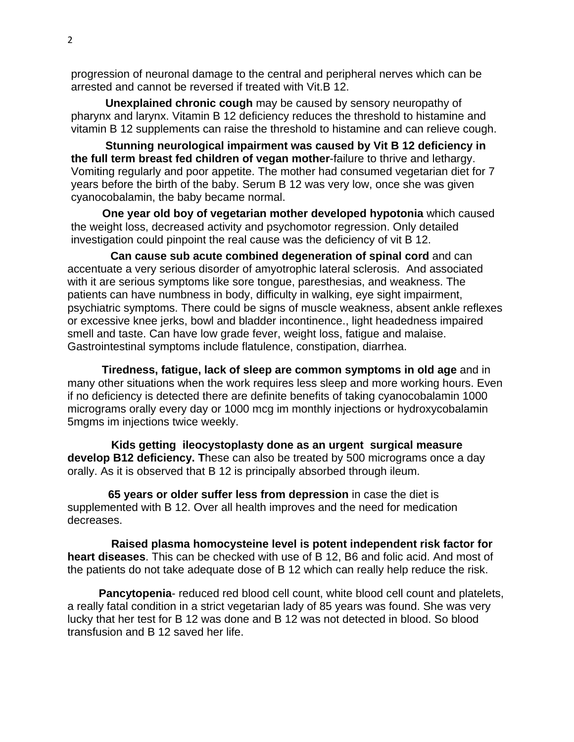progression of neuronal damage to the central and peripheral nerves which can be arrested and cannot be reversed if treated with Vit.B 12.

**Unexplained chronic cough** may be caused by sensory neuropathy of pharynx and larynx. Vitamin B 12 deficiency reduces the threshold to histamine and vitamin B 12 supplements can raise the threshold to histamine and can relieve cough.

**Stunning neurological impairment was caused by Vit B 12 deficiency in the full term breast fed children of vegan mother**-failure to thrive and lethargy. Vomiting regularly and poor appetite. The mother had consumed vegetarian diet for 7 years before the birth of the baby. Serum B 12 was very low, once she was given cyanocobalamin, the baby became normal.

**One year old boy of vegetarian mother developed hypotonia** which caused the weight loss, decreased activity and psychomotor regression. Only detailed investigation could pinpoint the real cause was the deficiency of vit B 12.

**Can cause sub acute combined degeneration of spinal cord** and can accentuate a very serious disorder of amyotrophic lateral sclerosis. And associated with it are serious symptoms like sore tongue, paresthesias, and weakness. The patients can have numbness in body, difficulty in walking, eye sight impairment, psychiatric symptoms. There could be signs of muscle weakness, absent ankle reflexes or excessive knee jerks, bowl and bladder incontinence., light headedness impaired smell and taste. Can have low grade fever, weight loss, fatigue and malaise. Gastrointestinal symptoms include flatulence, constipation, diarrhea.

**Tiredness, fatigue, lack of sleep are common symptoms in old age** and in many other situations when the work requires less sleep and more working hours. Even if no deficiency is detected there are definite benefits of taking cyanocobalamin 1000 micrograms orally every day or 1000 mcg im monthly injections or hydroxycobalamin 5mgms im injections twice weekly.

**Kids getting ileocystoplasty done as an urgent surgical measure develop B12 deficiency. T**hese can also be treated by 500 micrograms once a day orally. As it is observed that B 12 is principally absorbed through ileum.

**65 years or older suffer less from depression** in case the diet is supplemented with B 12. Over all health improves and the need for medication decreases.

**Raised plasma homocysteine level is potent independent risk factor for heart diseases**. This can be checked with use of B 12, B6 and folic acid. And most of the patients do not take adequate dose of B 12 which can really help reduce the risk.

**Pancytopenia**- reduced red blood cell count, white blood cell count and platelets, a really fatal condition in a strict vegetarian lady of 85 years was found. She was very lucky that her test for B 12 was done and B 12 was not detected in blood. So blood transfusion and B 12 saved her life.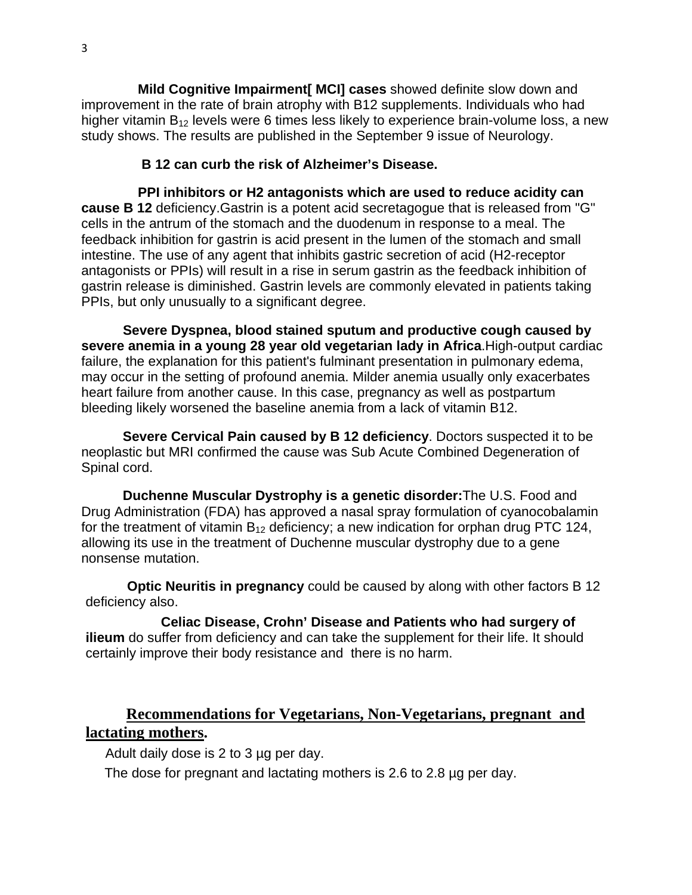**Mild Cognitive Impairment[ MCI] cases** showed definite slow down and improvement in the rate of brain atrophy with B12 supplements. Individuals who had higher vitamin $B_{12}$ levels were 6 times less likely to experience brain-volume loss, a new study shows. The results are published in the September 9 issue of Neurology.

**B 12 can curb the risk of Alzheimer's Disease.**

**PPI inhibitors or H2 antagonists which are used to reduce acidity can cause B 12** deficiency.Gastrin is a potent acid secretagogue that is released from "G" cells in the antrum of the stomach and the duodenum in response to a meal. The feedback inhibition for gastrin is acid present in the lumen of the stomach and small intestine. The use of any agent that inhibits gastric secretion of acid (H2-receptor antagonists or PPIs) will result in a rise in serum gastrin as the feedback inhibition of gastrin release is diminished. Gastrin levels are commonly elevated in patients taking PPIs, but only unusually to a significant degree.

**Severe Dyspnea, blood stained sputum and productive cough caused by severe anemia in a young 28 year old vegetarian lady in Africa**.High-output cardiac failure, the explanation for this patient's fulminant presentation in pulmonary edema, may occur in the setting of profound anemia. Milder anemia usually only exacerbates heart failure from another cause. In this case, pregnancy as well as postpartum bleeding likely worsened the baseline anemia from a lack of vitamin B12.

**Severe Cervical Pain caused by B 12 deficiency**. Doctors suspected it to be neoplastic but MRI confirmed the cause was Sub Acute Combined Degeneration of Spinal cord.

**Duchenne Muscular Dystrophy is a genetic disorder:**The U.S. Food and Drug Administration (FDA) has approved a nasal spray formulation of cyanocobalamin for the treatment of vitamin $B_{12}$ deficiency; a new indication for orphan drug PTC 124, allowing its use in the treatment of Duchenne muscular dystrophy due to a gene nonsense mutation.

**Optic Neuritis in pregnancy** could be caused by along with other factors B 12 deficiency also.

**Celiac Disease, Crohn' Disease and Patients who had surgery of ilieum** do suffer from deficiency and can take the supplement for their life. It should certainly improve their body resistance and there is no harm.

## Recommendations for Vegetarians, Non-Vegetarians, pregnant and lactating mothers.

Adult daily dose is 2 to 3 µg per day.

The dose for pregnant and lactating mothers is 2.6 to 2.8 µg per day.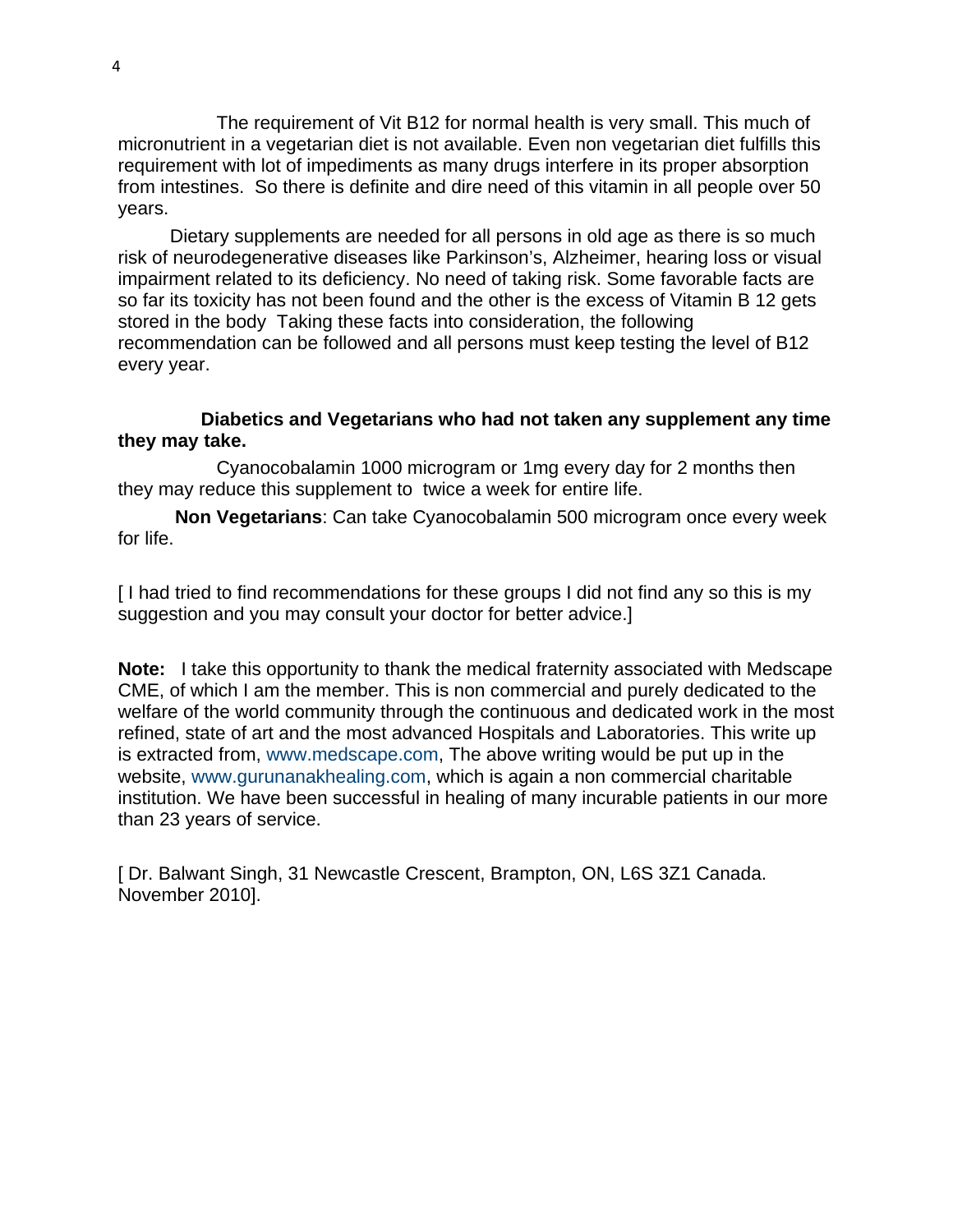The requirement of Vit B12 for normal health is very small. This much of micronutrient in a vegetarian diet is not available. Even non vegetarian diet fulfills this requirement with lot of impediments as many drugs interfere in its proper absorption from intestines. So there is definite and dire need of this vitamin in all people over 50 years.

Dietary supplements are needed for all persons in old age as there is so much risk of neurodegenerative diseases like Parkinson's, Alzheimer, hearing loss or visual impairment related to its deficiency. No need of taking risk. Some favorable facts are so far its toxicity has not been found and the other is the excess of Vitamin B 12 gets stored in the body Taking these facts into consideration, the following recommendation can be followed and all persons must keep testing the level of B12 every year.

**Diabetics and Vegetarians who had not taken any supplement any time they may take.**

Cyanocobalamin 1000 microgram or 1mg every day for 2 months then they may reduce this supplement to twice a week for entire life.

**Non Vegetarians**: Can take Cyanocobalamin 500 microgram once every week for life.

[ I had tried to find recommendations for these groups I did not find any so this is my suggestion and you may consult your doctor for better advice.]

**Note:** I take this opportunity to thank the medical fraternity associated with Medscape CME, of which I am the member. This is non commercial and purely dedicated to the welfare of the world community through the continuous and dedicated work in the most refined, state of art and the most advanced Hospitals and Laboratories. This write up is extracted from, www.medscape.com, The above writing would be put up in the website, www.gurunanakhealing.com, which is again a non commercial charitable institution. We have been successful in healing of many incurable patients in our more than 23 years of service.

[ Dr. Balwant Singh, 31 Newcastle Crescent, Brampton, ON, L6S 3Z1 Canada. November 2010].